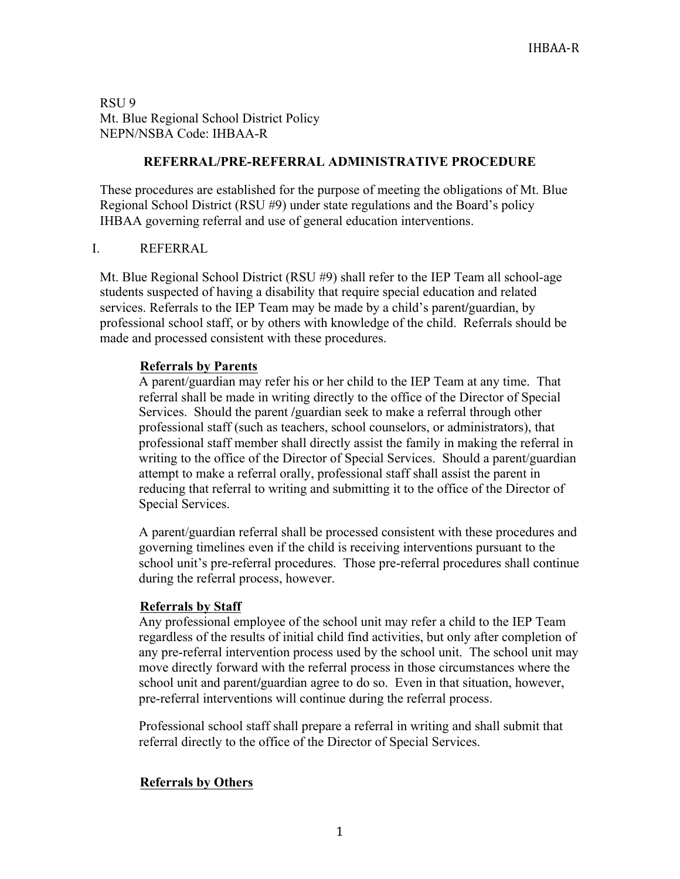RSU 9
Mt. Blue Regional School District Policy
NEPN/NSBA Code: IHBAA-R

## REFERRAL/PRE-REFERRAL ADMINISTRATIVE PROCEDURE

These procedures are established for the purpose of meeting the obligations of Mt. Blue Regional School District (RSU #9) under state regulations and the Board's policy IHBAA governing referral and use of general education interventions.

### I. REFERRAL

Mt. Blue Regional School District (RSU #9) shall refer to the IEP Team all school-age students suspected of having a disability that require special education and related services. Referrals to the IEP Team may be made by a child's parent/guardian, by professional school staff, or by others with knowledge of the child. Referrals should be made and processed consistent with these procedures.

#### Referrals by Parents

A parent/guardian may refer his or her child to the IEP Team at any time. That referral shall be made in writing directly to the office of the Director of Special Services. Should the parent /guardian seek to make a referral through other professional staff (such as teachers, school counselors, or administrators), that professional staff member shall directly assist the family in making the referral in writing to the office of the Director of Special Services. Should a parent/guardian attempt to make a referral orally, professional staff shall assist the parent in reducing that referral to writing and submitting it to the office of the Director of Special Services.

A parent/guardian referral shall be processed consistent with these procedures and governing timelines even if the child is receiving interventions pursuant to the school unit's pre-referral procedures. Those pre-referral procedures shall continue during the referral process, however.

#### Referrals by Staff

Any professional employee of the school unit may refer a child to the IEP Team regardless of the results of initial child find activities, but only after completion of any pre-referral intervention process used by the school unit. The school unit may move directly forward with the referral process in those circumstances where the school unit and parent/guardian agree to do so. Even in that situation, however, pre-referral interventions will continue during the referral process.

Professional school staff shall prepare a referral in writing and shall submit that referral directly to the office of the Director of Special Services.

#### Referrals by Others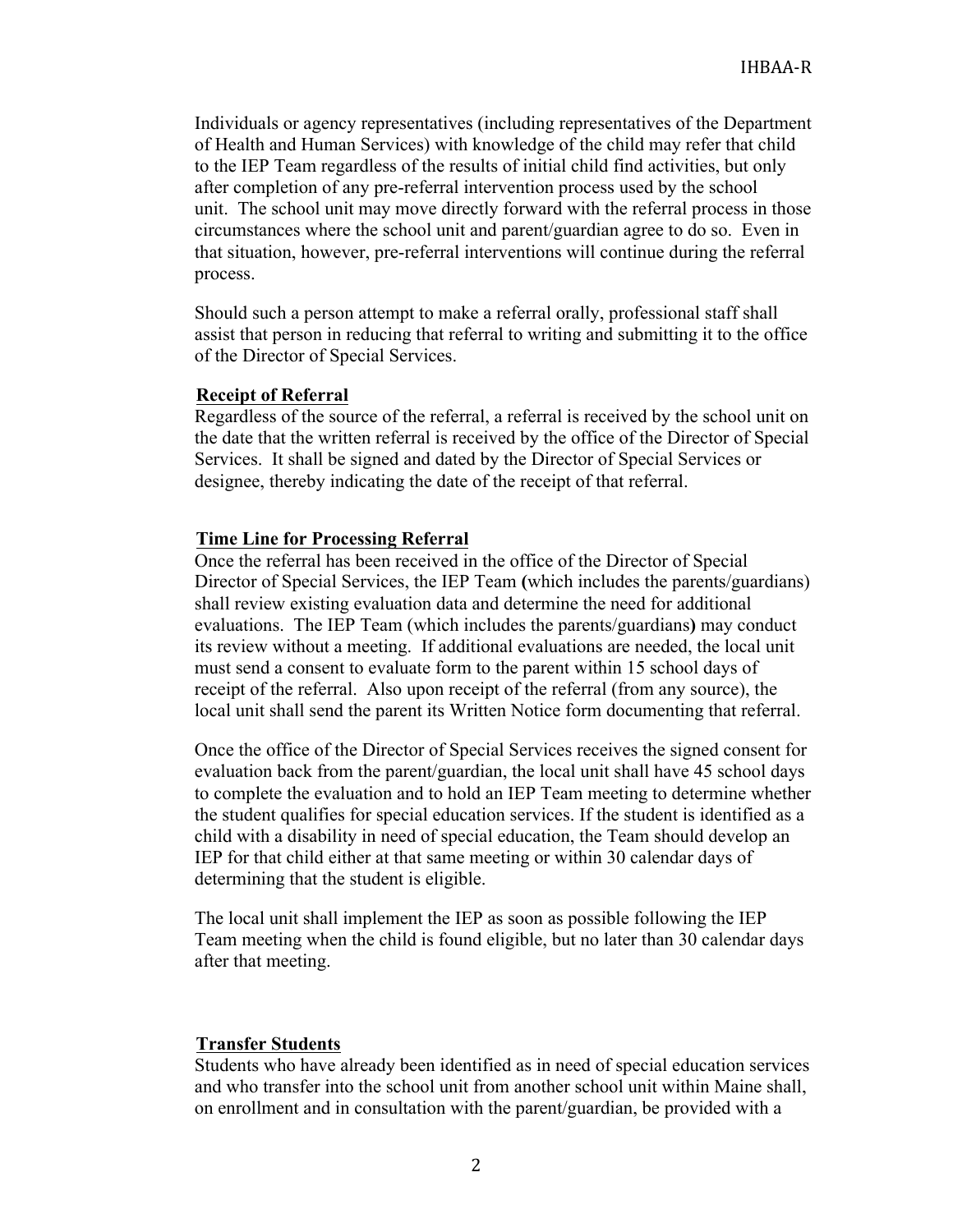Individuals or agency representatives (including representatives of the Department of Health and Human Services) with knowledge of the child may refer that child to the IEP Team regardless of the results of initial child find activities, but only after completion of any pre-referral intervention process used by the school unit. The school unit may move directly forward with the referral process in those circumstances where the school unit and parent/guardian agree to do so. Even in that situation, however, pre-referral interventions will continue during the referral process.

Should such a person attempt to make a referral orally, professional staff shall assist that person in reducing that referral to writing and submitting it to the office of the Director of Special Services.

**Receipt of Referral**

Regardless of the source of the referral, a referral is received by the school unit on the date that the written referral is received by the office of the Director of Special Services. It shall be signed and dated by the Director of Special Services or designee, thereby indicating the date of the receipt of that referral.

**Time Line for Processing Referral**

Once the referral has been received in the office of the Director of Special Director of Special Services, the IEP Team **(**which includes the parents/guardians) shall review existing evaluation data and determine the need for additional evaluations. The IEP Team (which includes the parents/guardians**)** may conduct its review without a meeting. If additional evaluations are needed, the local unit must send a consent to evaluate form to the parent within 15 school days of receipt of the referral. Also upon receipt of the referral (from any source), the local unit shall send the parent its Written Notice form documenting that referral.

Once the office of the Director of Special Services receives the signed consent for evaluation back from the parent/guardian, the local unit shall have 45 school days to complete the evaluation and to hold an IEP Team meeting to determine whether the student qualifies for special education services. If the student is identified as a child with a disability in need of special education, the Team should develop an IEP for that child either at that same meeting or within 30 calendar days of determining that the student is eligible.

The local unit shall implement the IEP as soon as possible following the IEP Team meeting when the child is found eligible, but no later than 30 calendar days after that meeting.

**Transfer Students**

Students who have already been identified as in need of special education services and who transfer into the school unit from another school unit within Maine shall, on enrollment and in consultation with the parent/guardian, be provided with a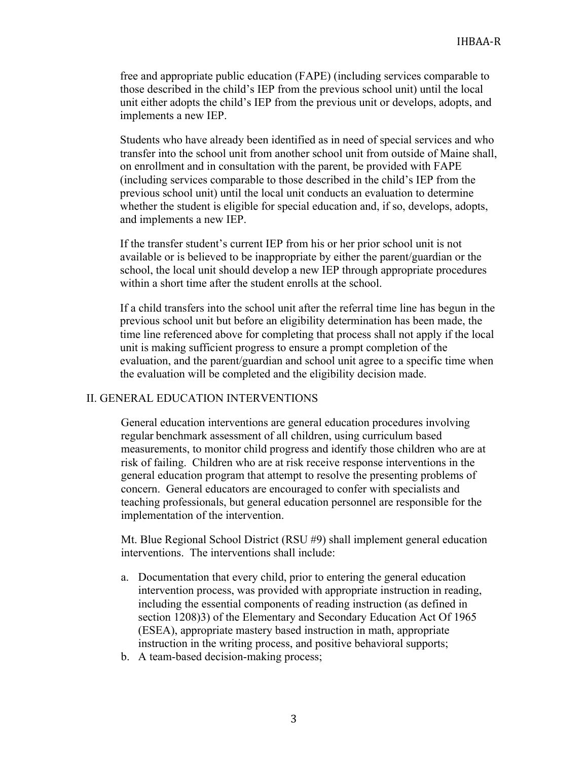free and appropriate public education (FAPE) (including services comparable to those described in the child's IEP from the previous school unit) until the local unit either adopts the child's IEP from the previous unit or develops, adopts, and implements a new IEP.

Students who have already been identified as in need of special services and who transfer into the school unit from another school unit from outside of Maine shall, on enrollment and in consultation with the parent, be provided with FAPE (including services comparable to those described in the child's IEP from the previous school unit) until the local unit conducts an evaluation to determine whether the student is eligible for special education and, if so, develops, adopts, and implements a new IEP.

If the transfer student's current IEP from his or her prior school unit is not available or is believed to be inappropriate by either the parent/guardian or the school, the local unit should develop a new IEP through appropriate procedures within a short time after the student enrolls at the school.

If a child transfers into the school unit after the referral time line has begun in the previous school unit but before an eligibility determination has been made, the time line referenced above for completing that process shall not apply if the local unit is making sufficient progress to ensure a prompt completion of the evaluation, and the parent/guardian and school unit agree to a specific time when the evaluation will be completed and the eligibility decision made.

## II. GENERAL EDUCATION INTERVENTIONS

General education interventions are general education procedures involving regular benchmark assessment of all children, using curriculum based measurements, to monitor child progress and identify those children who are at risk of failing. Children who are at risk receive response interventions in the general education program that attempt to resolve the presenting problems of concern. General educators are encouraged to confer with specialists and teaching professionals, but general education personnel are responsible for the implementation of the intervention.

Mt. Blue Regional School District (RSU #9) shall implement general education interventions. The interventions shall include:

a. Documentation that every child, prior to entering the general education intervention process, was provided with appropriate instruction in reading, including the essential components of reading instruction (as defined in section 1208)3) of the Elementary and Secondary Education Act Of 1965 (ESEA), appropriate mastery based instruction in math, appropriate instruction in the writing process, and positive behavioral supports;
b. A team-based decision-making process;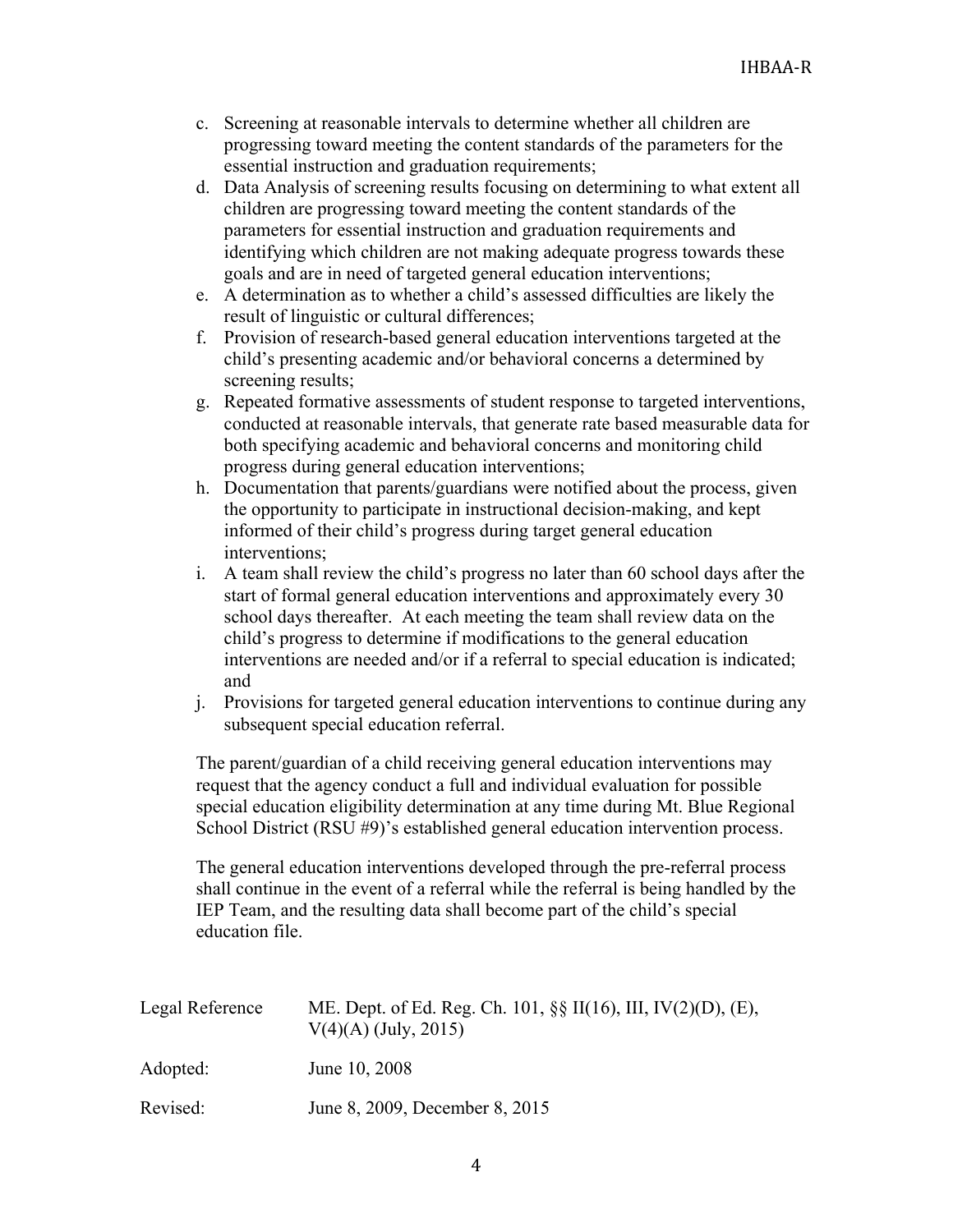c. Screening at reasonable intervals to determine whether all children are progressing toward meeting the content standards of the parameters for the essential instruction and graduation requirements;
d. Data Analysis of screening results focusing on determining to what extent all children are progressing toward meeting the content standards of the parameters for essential instruction and graduation requirements and identifying which children are not making adequate progress towards these goals and are in need of targeted general education interventions;
e. A determination as to whether a child's assessed difficulties are likely the result of linguistic or cultural differences;
f. Provision of research-based general education interventions targeted at the child's presenting academic and/or behavioral concerns a determined by screening results;
g. Repeated formative assessments of student response to targeted interventions, conducted at reasonable intervals, that generate rate based measurable data for both specifying academic and behavioral concerns and monitoring child progress during general education interventions;
h. Documentation that parents/guardians were notified about the process, given the opportunity to participate in instructional decision-making, and kept informed of their child's progress during target general education interventions;
i. A team shall review the child's progress no later than 60 school days after the start of formal general education interventions and approximately every 30 school days thereafter. At each meeting the team shall review data on the child's progress to determine if modifications to the general education interventions are needed and/or if a referral to special education is indicated; and
j. Provisions for targeted general education interventions to continue during any subsequent special education referral.

The parent/guardian of a child receiving general education interventions may request that the agency conduct a full and individual evaluation for possible special education eligibility determination at any time during Mt. Blue Regional School District (RSU #9)'s established general education intervention process.

The general education interventions developed through the pre-referral process shall continue in the event of a referral while the referral is being handled by the IEP Team, and the resulting data shall become part of the child's special education file.

| | |
|---|---|
| Legal Reference | ME. Dept. of Ed. Reg. Ch. 101, §§ II(16), III, IV(2)(D), (E), V(4)(A) (July, 2015) |
| Adopted: | June 10, 2008 |
| Revised: | June 8, 2009, December 8, 2015 |